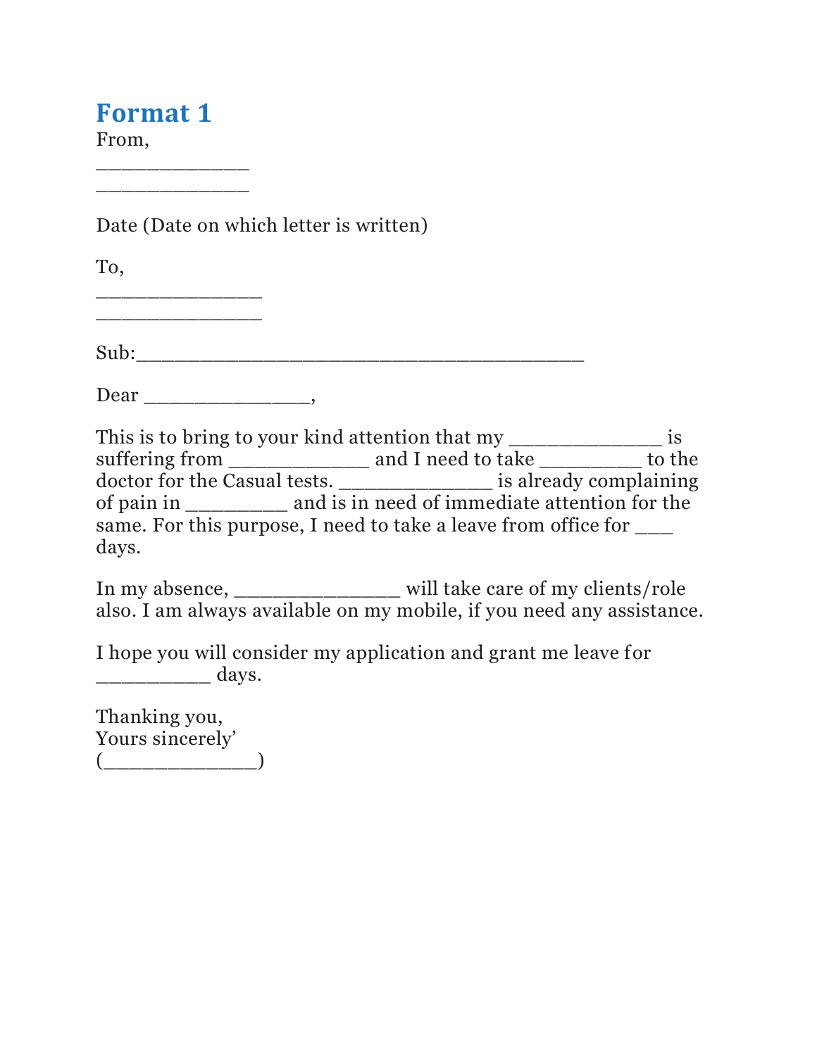# Format 1

From,

_____________

_____________

Date (Date on which letter is written)

To,

______________

______________

Sub:_______________________________________

Dear _______________,

This is to bring to your kind attention that my _____________ is suffering from ____________ and I need to take _________ to the doctor for the Casual tests. _____________ is already complaining of pain in _________ and is in need of immediate attention for the same. For this purpose, I need to take a leave from office for ___ days.

In my absence, ______________ will take care of my clients/role also. I am always available on my mobile, if you need any assistance.

I hope you will consider my application and grant me leave for __________ days.

Thanking you,

Yours sincerely'

(______________)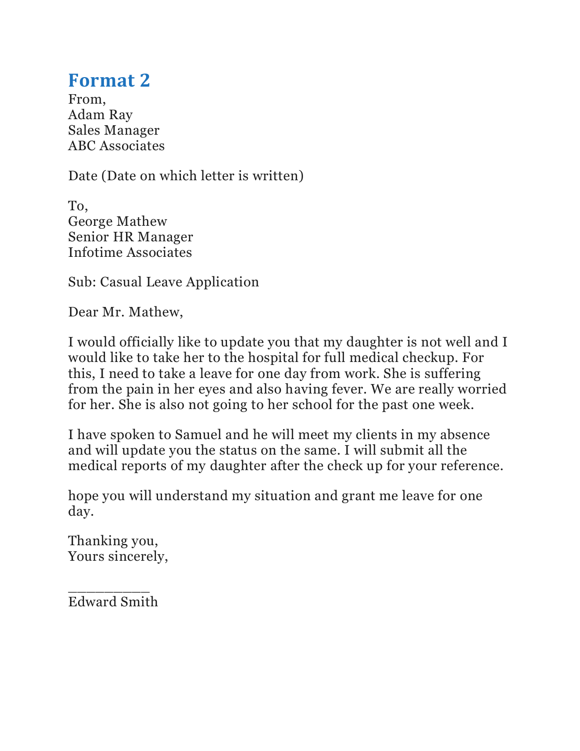## Format 2

From,
Adam Ray
Sales Manager
ABC Associates

Date (Date on which letter is written)

To,
George Mathew
Senior HR Manager
Infotime Associates

Sub: Casual Leave Application

Dear Mr. Mathew,

I would officially like to update you that my daughter is not well and I would like to take her to the hospital for full medical checkup. For this, I need to take a leave for one day from work. She is suffering from the pain in her eyes and also having fever. We are really worried for her. She is also not going to her school for the past one week.

I have spoken to Samuel and he will meet my clients in my absence and will update you the status on the same. I will submit all the medical reports of my daughter after the check up for your reference.

hope you will understand my situation and grant me leave for one day.

Thanking you,
Yours sincerely,

__________
Edward Smith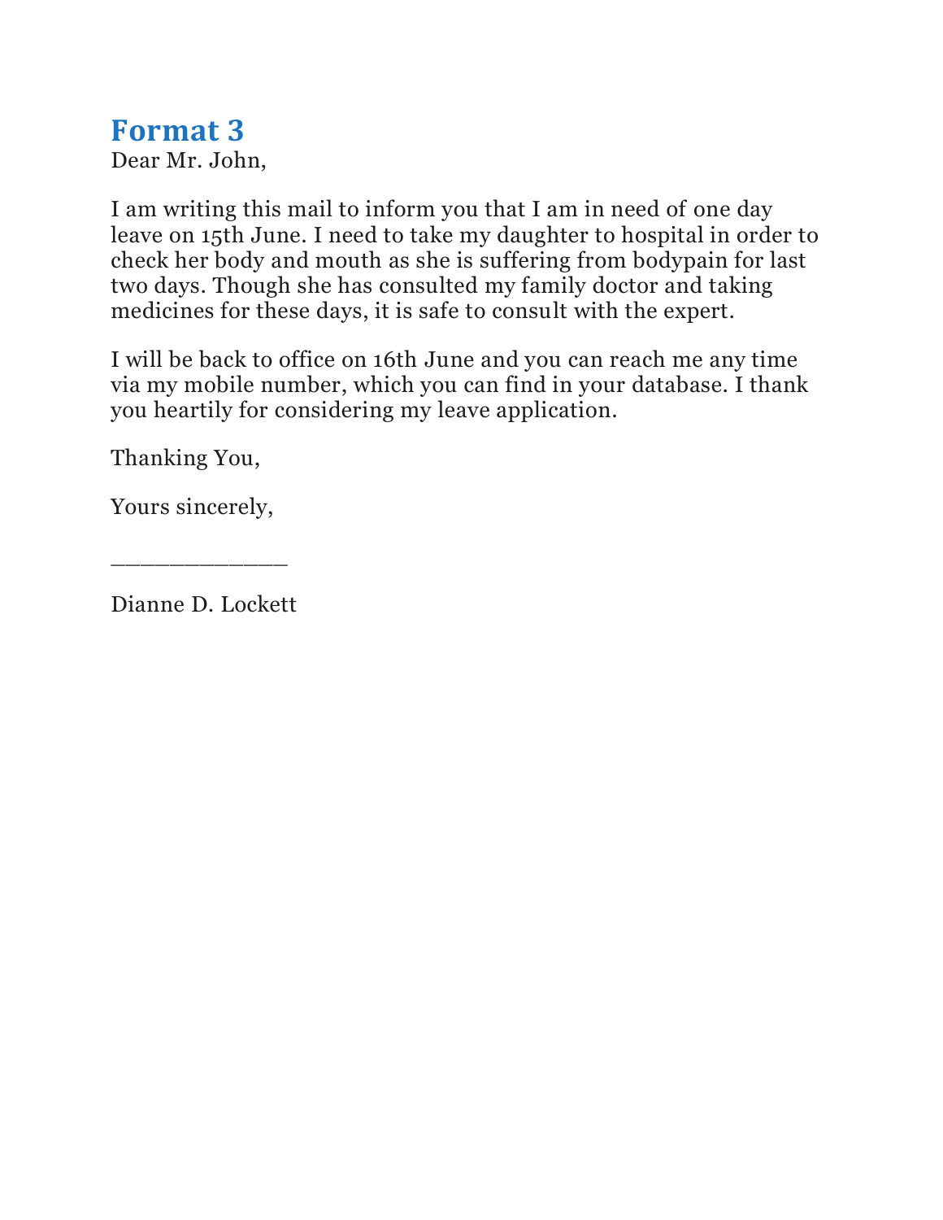## Format 3

Dear Mr. John,

I am writing this mail to inform you that I am in need of one day leave on 15th June. I need to take my daughter to hospital in order to check her body and mouth as she is suffering from bodypain for last two days. Though she has consulted my family doctor and taking medicines for these days, it is safe to consult with the expert.

I will be back to office on 16th June and you can reach me any time via my mobile number, which you can find in your database. I thank you heartily for considering my leave application.

Thanking You,

Yours sincerely,

_____________

Dianne D. Lockett